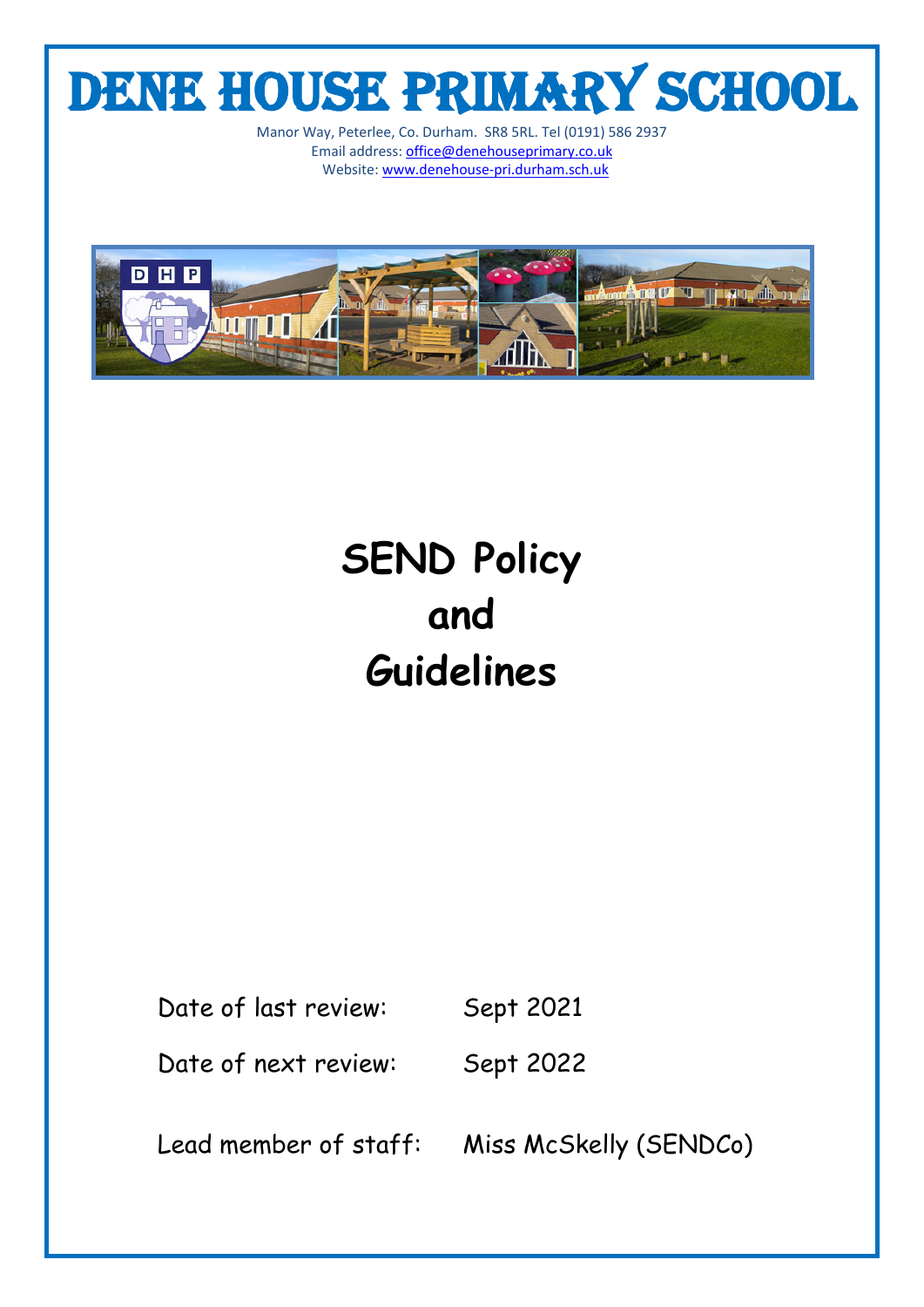# DENE HOUSE PRIMARY SCHOOL

Manor Way, Peterlee, Co. Durham. SR8 5RL. Tel (0191) 586 2937
Email address: office@denehouseprimary.co.uk
Website: www.denehouse-pri.durham.sch.uk

# SEND Policy and Guidelines

Date of last review: Sept 2021

Date of next review: Sept 2022

Lead member of staff: Miss McSkelly (SENDCo)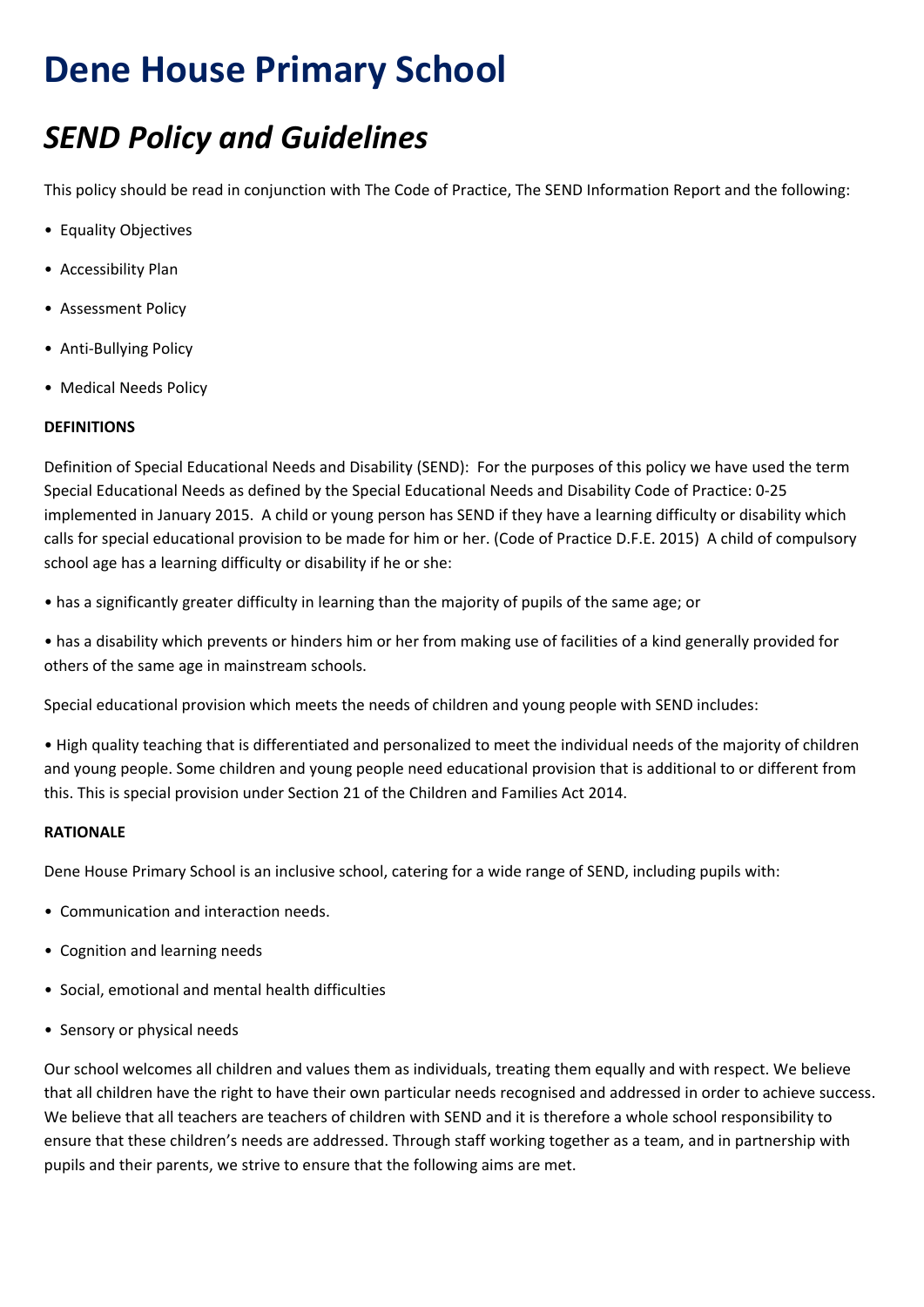# Dene House Primary School

## *SEND Policy and Guidelines*

This policy should be read in conjunction with The Code of Practice, The SEND Information Report and the following:

- Equality Objectives
- Accessibility Plan
- Assessment Policy
- Anti-Bullying Policy
- Medical Needs Policy

**DEFINITIONS**

Definition of Special Educational Needs and Disability (SEND): For the purposes of this policy we have used the term Special Educational Needs as defined by the Special Educational Needs and Disability Code of Practice: 0-25 implemented in January 2015. A child or young person has SEND if they have a learning difficulty or disability which calls for special educational provision to be made for him or her. (Code of Practice D.F.E. 2015) A child of compulsory school age has a learning difficulty or disability if he or she:

- has a significantly greater difficulty in learning than the majority of pupils of the same age; or
- has a disability which prevents or hinders him or her from making use of facilities of a kind generally provided for others of the same age in mainstream schools.

Special educational provision which meets the needs of children and young people with SEND includes:

- High quality teaching that is differentiated and personalized to meet the individual needs of the majority of children and young people. Some children and young people need educational provision that is additional to or different from this. This is special provision under Section 21 of the Children and Families Act 2014.

**RATIONALE**

Dene House Primary School is an inclusive school, catering for a wide range of SEND, including pupils with:

- Communication and interaction needs.
- Cognition and learning needs
- Social, emotional and mental health difficulties
- Sensory or physical needs

Our school welcomes all children and values them as individuals, treating them equally and with respect. We believe that all children have the right to have their own particular needs recognised and addressed in order to achieve success. We believe that all teachers are teachers of children with SEND and it is therefore a whole school responsibility to ensure that these children's needs are addressed. Through staff working together as a team, and in partnership with pupils and their parents, we strive to ensure that the following aims are met.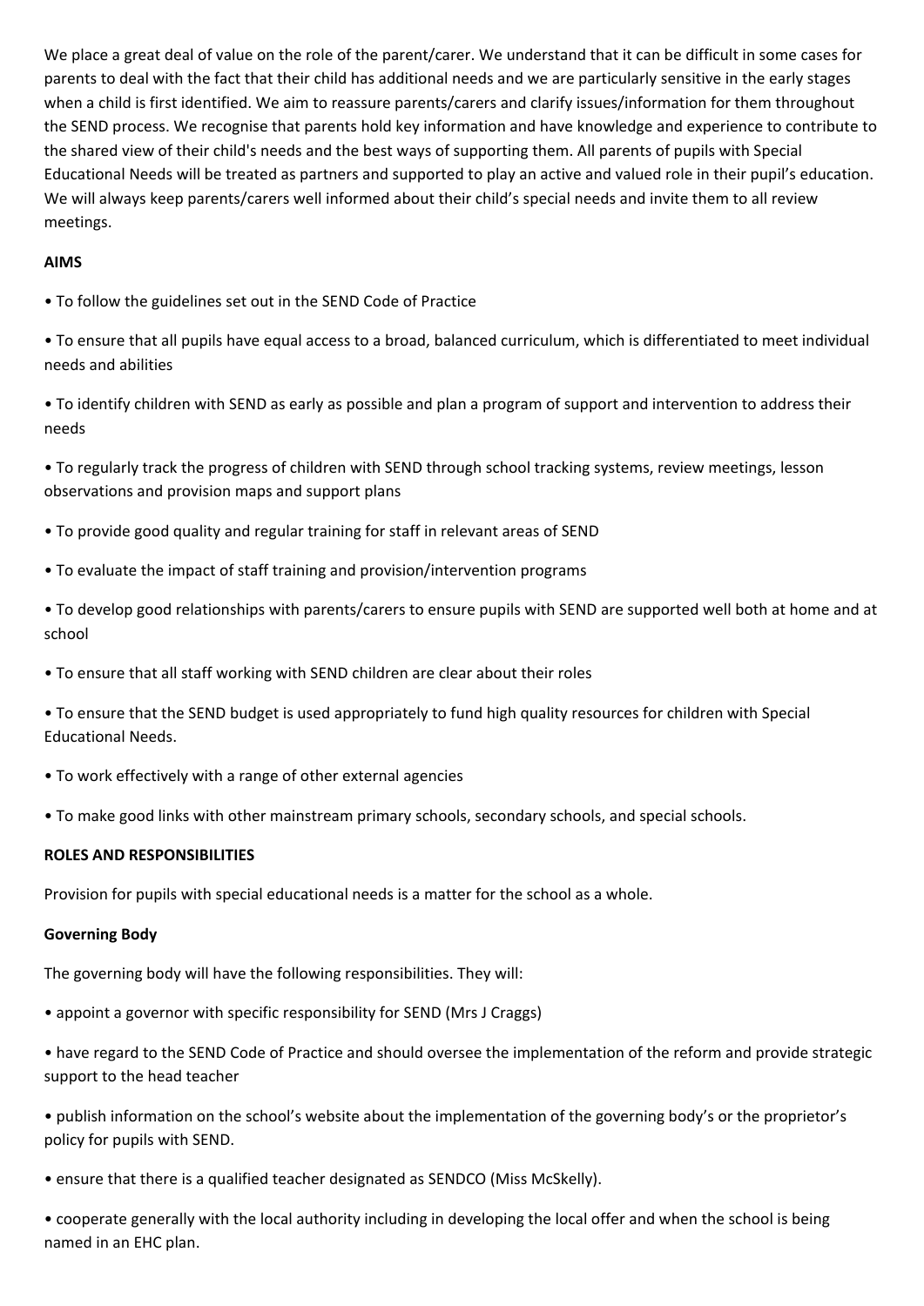We place a great deal of value on the role of the parent/carer. We understand that it can be difficult in some cases for parents to deal with the fact that their child has additional needs and we are particularly sensitive in the early stages when a child is first identified. We aim to reassure parents/carers and clarify issues/information for them throughout the SEND process. We recognise that parents hold key information and have knowledge and experience to contribute to the shared view of their child's needs and the best ways of supporting them. All parents of pupils with Special Educational Needs will be treated as partners and supported to play an active and valued role in their pupil's education. We will always keep parents/carers well informed about their child's special needs and invite them to all review meetings.

**AIMS**

- To follow the guidelines set out in the SEND Code of Practice
- To ensure that all pupils have equal access to a broad, balanced curriculum, which is differentiated to meet individual needs and abilities
- To identify children with SEND as early as possible and plan a program of support and intervention to address their needs
- To regularly track the progress of children with SEND through school tracking systems, review meetings, lesson observations and provision maps and support plans
- To provide good quality and regular training for staff in relevant areas of SEND
- To evaluate the impact of staff training and provision/intervention programs
- To develop good relationships with parents/carers to ensure pupils with SEND are supported well both at home and at school
- To ensure that all staff working with SEND children are clear about their roles
- To ensure that the SEND budget is used appropriately to fund high quality resources for children with Special Educational Needs.
- To work effectively with a range of other external agencies
- To make good links with other mainstream primary schools, secondary schools, and special schools.

**ROLES AND RESPONSIBILITIES**

Provision for pupils with special educational needs is a matter for the school as a whole.

**Governing Body**

The governing body will have the following responsibilities. They will:

- appoint a governor with specific responsibility for SEND (Mrs J Craggs)
- have regard to the SEND Code of Practice and should oversee the implementation of the reform and provide strategic support to the head teacher
- publish information on the school's website about the implementation of the governing body's or the proprietor's policy for pupils with SEND.
- ensure that there is a qualified teacher designated as SENDCO (Miss McSkelly).
- cooperate generally with the local authority including in developing the local offer and when the school is being named in an EHC plan.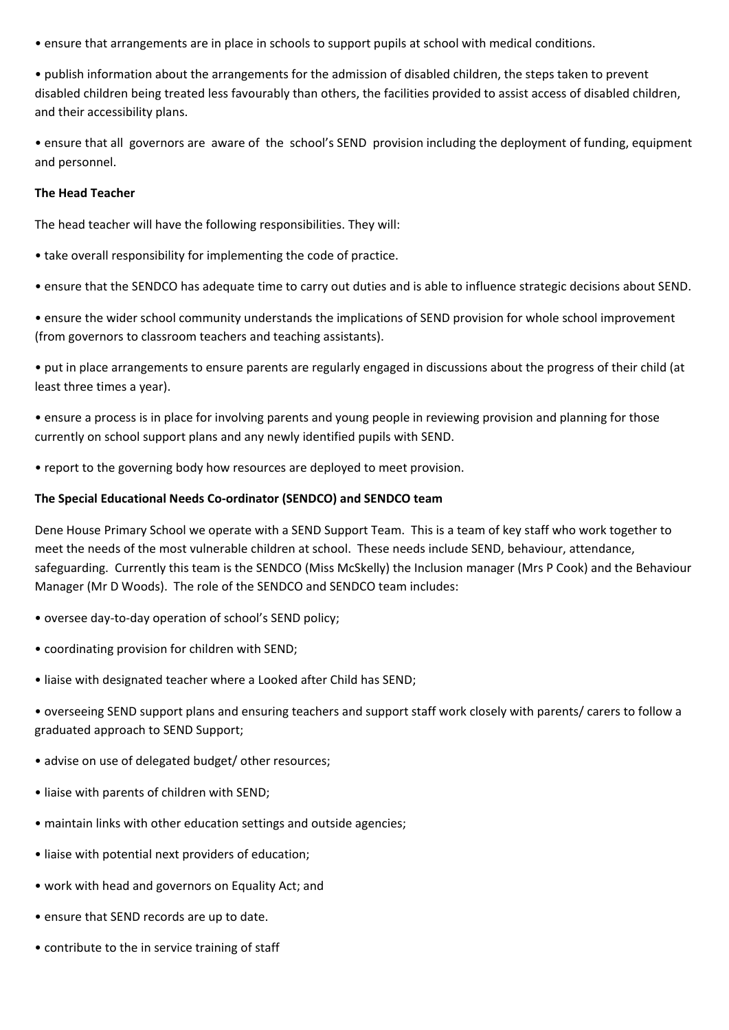- ensure that arrangements are in place in schools to support pupils at school with medical conditions.
- publish information about the arrangements for the admission of disabled children, the steps taken to prevent disabled children being treated less favourably than others, the facilities provided to assist access of disabled children, and their accessibility plans.
- ensure that all governors are aware of the school's SEND provision including the deployment of funding, equipment and personnel.

**The Head Teacher**

The head teacher will have the following responsibilities. They will:

- take overall responsibility for implementing the code of practice.
- ensure that the SENDCO has adequate time to carry out duties and is able to influence strategic decisions about SEND.
- ensure the wider school community understands the implications of SEND provision for whole school improvement (from governors to classroom teachers and teaching assistants).
- put in place arrangements to ensure parents are regularly engaged in discussions about the progress of their child (at least three times a year).
- ensure a process is in place for involving parents and young people in reviewing provision and planning for those currently on school support plans and any newly identified pupils with SEND.
- report to the governing body how resources are deployed to meet provision.

**The Special Educational Needs Co-ordinator (SENDCO) and SENDCO team**

Dene House Primary School we operate with a SEND Support Team. This is a team of key staff who work together to meet the needs of the most vulnerable children at school. These needs include SEND, behaviour, attendance, safeguarding. Currently this team is the SENDCO (Miss McSkelly) the Inclusion manager (Mrs P Cook) and the Behaviour Manager (Mr D Woods). The role of the SENDCO and SENDCO team includes:

- oversee day-to-day operation of school's SEND policy;
- coordinating provision for children with SEND;
- liaise with designated teacher where a Looked after Child has SEND;
- overseeing SEND support plans and ensuring teachers and support staff work closely with parents/ carers to follow a graduated approach to SEND Support;
- advise on use of delegated budget/ other resources;
- liaise with parents of children with SEND;
- maintain links with other education settings and outside agencies;
- liaise with potential next providers of education;
- work with head and governors on Equality Act; and
- ensure that SEND records are up to date.
- contribute to the in service training of staff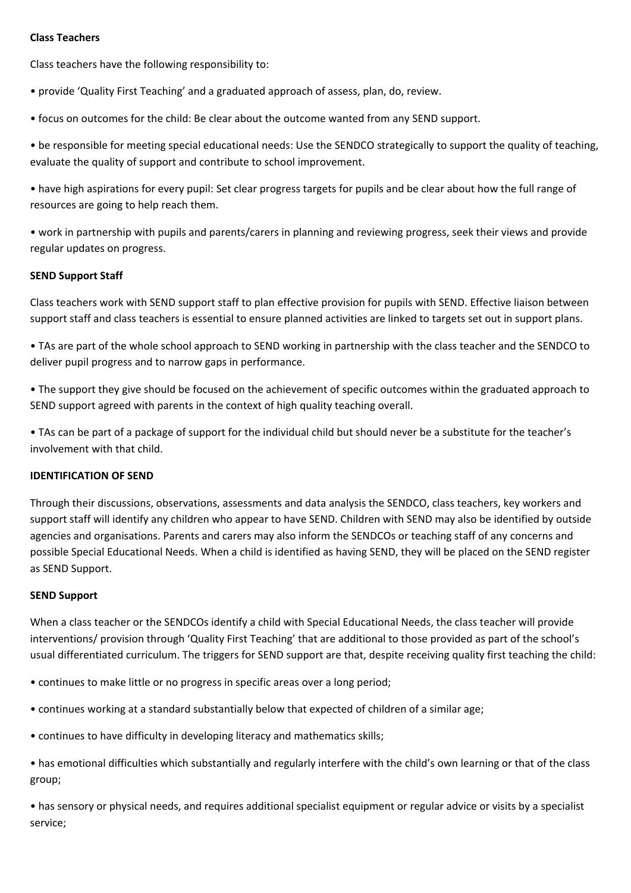**Class Teachers**

Class teachers have the following responsibility to:

- provide 'Quality First Teaching' and a graduated approach of assess, plan, do, review.
- focus on outcomes for the child: Be clear about the outcome wanted from any SEND support.
- be responsible for meeting special educational needs: Use the SENDCO strategically to support the quality of teaching, evaluate the quality of support and contribute to school improvement.
- have high aspirations for every pupil: Set clear progress targets for pupils and be clear about how the full range of resources are going to help reach them.
- work in partnership with pupils and parents/carers in planning and reviewing progress, seek their views and provide regular updates on progress.

**SEND Support Staff**

Class teachers work with SEND support staff to plan effective provision for pupils with SEND. Effective liaison between support staff and class teachers is essential to ensure planned activities are linked to targets set out in support plans.

- TAs are part of the whole school approach to SEND working in partnership with the class teacher and the SENDCO to deliver pupil progress and to narrow gaps in performance.
- The support they give should be focused on the achievement of specific outcomes within the graduated approach to SEND support agreed with parents in the context of high quality teaching overall.
- TAs can be part of a package of support for the individual child but should never be a substitute for the teacher's involvement with that child.

**IDENTIFICATION OF SEND**

Through their discussions, observations, assessments and data analysis the SENDCO, class teachers, key workers and support staff will identify any children who appear to have SEND. Children with SEND may also be identified by outside agencies and organisations. Parents and carers may also inform the SENDCOs or teaching staff of any concerns and possible Special Educational Needs. When a child is identified as having SEND, they will be placed on the SEND register as SEND Support.

**SEND Support**

When a class teacher or the SENDCOs identify a child with Special Educational Needs, the class teacher will provide interventions/ provision through 'Quality First Teaching' that are additional to those provided as part of the school's usual differentiated curriculum. The triggers for SEND support are that, despite receiving quality first teaching the child:

- continues to make little or no progress in specific areas over a long period;
- continues working at a standard substantially below that expected of children of a similar age;
- continues to have difficulty in developing literacy and mathematics skills;
- has emotional difficulties which substantially and regularly interfere with the child's own learning or that of the class group;
- has sensory or physical needs, and requires additional specialist equipment or regular advice or visits by a specialist service;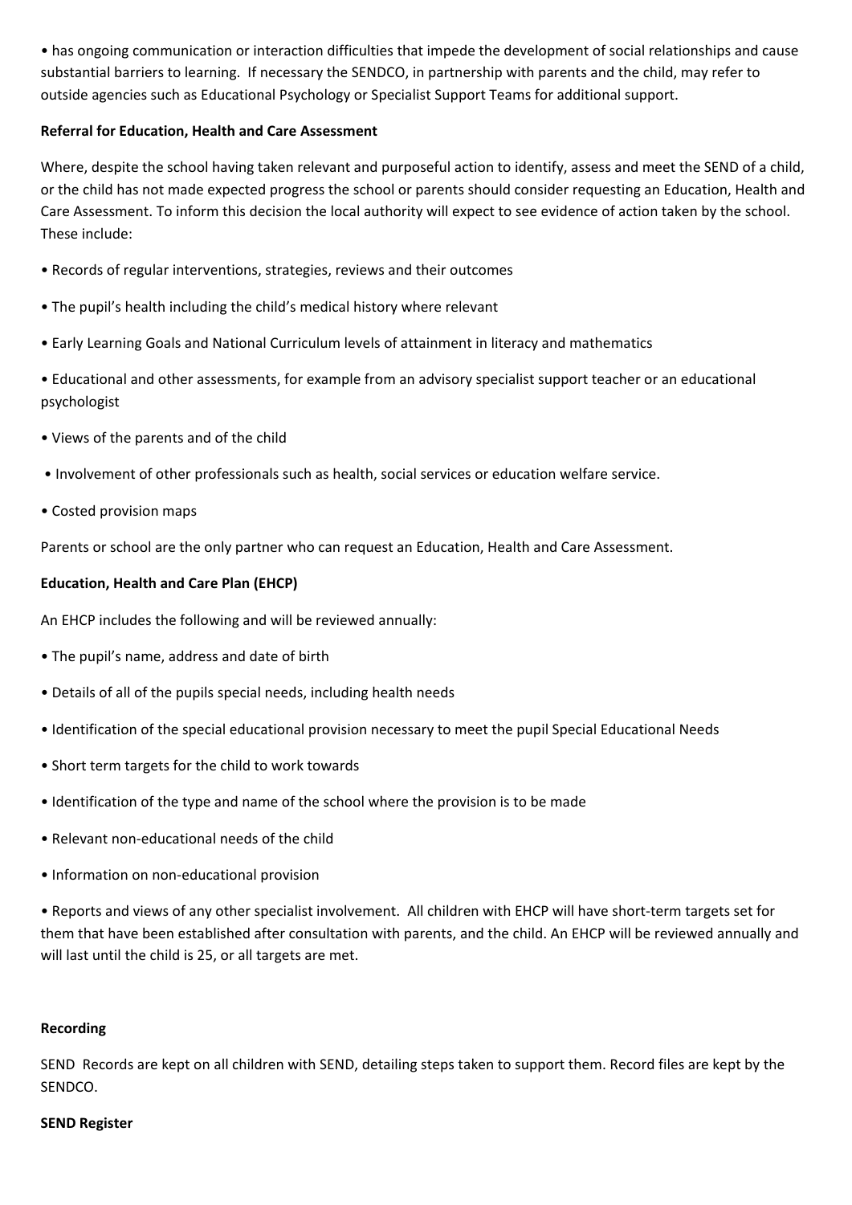• has ongoing communication or interaction difficulties that impede the development of social relationships and cause substantial barriers to learning. If necessary the SENDCO, in partnership with parents and the child, may refer to outside agencies such as Educational Psychology or Specialist Support Teams for additional support.

**Referral for Education, Health and Care Assessment**

Where, despite the school having taken relevant and purposeful action to identify, assess and meet the SEND of a child, or the child has not made expected progress the school or parents should consider requesting an Education, Health and Care Assessment. To inform this decision the local authority will expect to see evidence of action taken by the school. These include:

• Records of regular interventions, strategies, reviews and their outcomes

• The pupil's health including the child's medical history where relevant

• Early Learning Goals and National Curriculum levels of attainment in literacy and mathematics

• Educational and other assessments, for example from an advisory specialist support teacher or an educational psychologist

• Views of the parents and of the child

• Involvement of other professionals such as health, social services or education welfare service.

• Costed provision maps

Parents or school are the only partner who can request an Education, Health and Care Assessment.

**Education, Health and Care Plan (EHCP)**

An EHCP includes the following and will be reviewed annually:

• The pupil's name, address and date of birth

• Details of all of the pupils special needs, including health needs

• Identification of the special educational provision necessary to meet the pupil Special Educational Needs

• Short term targets for the child to work towards

• Identification of the type and name of the school where the provision is to be made

• Relevant non-educational needs of the child

• Information on non-educational provision

• Reports and views of any other specialist involvement. All children with EHCP will have short-term targets set for them that have been established after consultation with parents, and the child. An EHCP will be reviewed annually and will last until the child is 25, or all targets are met.

**Recording**

SEND Records are kept on all children with SEND, detailing steps taken to support them. Record files are kept by the SENDCO.

**SEND Register**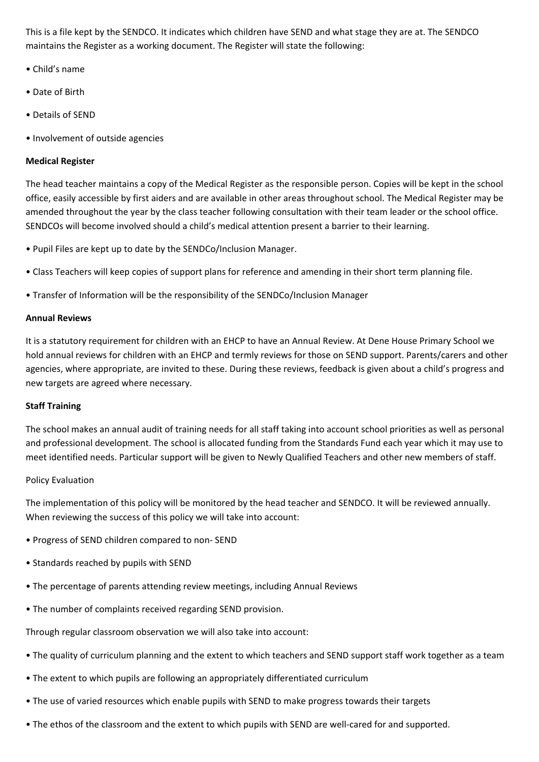This is a file kept by the SENDCO. It indicates which children have SEND and what stage they are at. The SENDCO maintains the Register as a working document. The Register will state the following:

- Child's name
- Date of Birth
- Details of SEND
- Involvement of outside agencies

**Medical Register**

The head teacher maintains a copy of the Medical Register as the responsible person. Copies will be kept in the school office, easily accessible by first aiders and are available in other areas throughout school. The Medical Register may be amended throughout the year by the class teacher following consultation with their team leader or the school office. SENDCOs will become involved should a child's medical attention present a barrier to their learning.

- Pupil Files are kept up to date by the SENDCo/Inclusion Manager.
- Class Teachers will keep copies of support plans for reference and amending in their short term planning file.
- Transfer of Information will be the responsibility of the SENDCo/Inclusion Manager

**Annual Reviews**

It is a statutory requirement for children with an EHCP to have an Annual Review. At Dene House Primary School we hold annual reviews for children with an EHCP and termly reviews for those on SEND support. Parents/carers and other agencies, where appropriate, are invited to these. During these reviews, feedback is given about a child's progress and new targets are agreed where necessary.

**Staff Training**

The school makes an annual audit of training needs for all staff taking into account school priorities as well as personal and professional development. The school is allocated funding from the Standards Fund each year which it may use to meet identified needs. Particular support will be given to Newly Qualified Teachers and other new members of staff.

Policy Evaluation

The implementation of this policy will be monitored by the head teacher and SENDCO. It will be reviewed annually. When reviewing the success of this policy we will take into account:

- Progress of SEND children compared to non- SEND
- Standards reached by pupils with SEND
- The percentage of parents attending review meetings, including Annual Reviews
- The number of complaints received regarding SEND provision.

Through regular classroom observation we will also take into account:

- The quality of curriculum planning and the extent to which teachers and SEND support staff work together as a team
- The extent to which pupils are following an appropriately differentiated curriculum
- The use of varied resources which enable pupils with SEND to make progress towards their targets
- The ethos of the classroom and the extent to which pupils with SEND are well-cared for and supported.